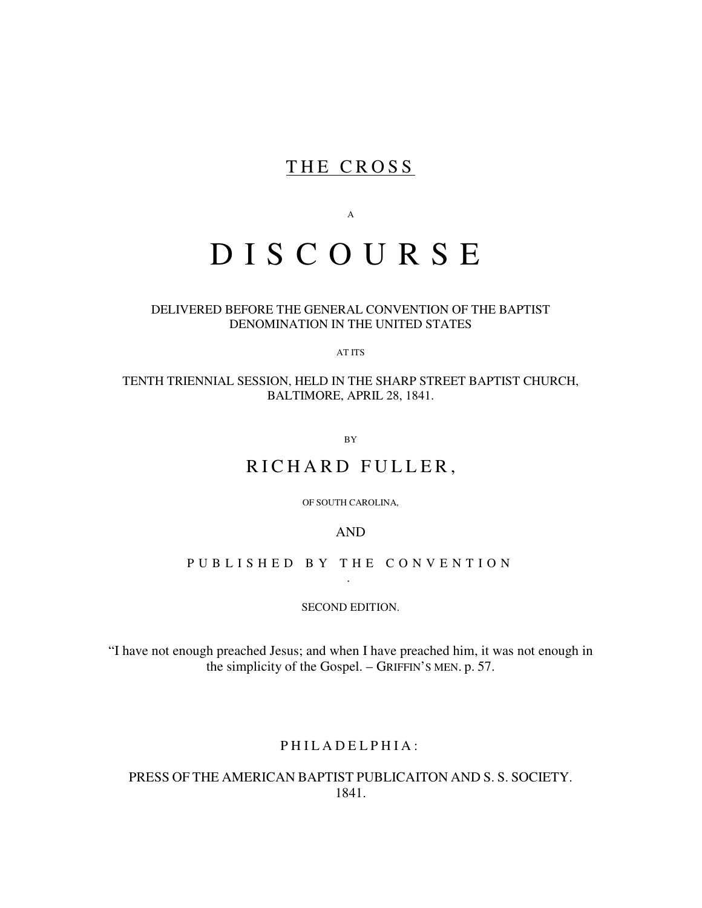# THE CROSS

A

# DISCOURSE

DELIVERED BEFORE THE GENERAL CONVENTION OF THE BAPTIST DENOMINATION IN THE UNITED STATES

AT ITS

TENTH TRIENNIAL SESSION, HELD IN THE SHARP STREET BAPTIST CHURCH, BALTIMORE, APRIL 28, 1841.

BY

## RICHARD FULLER,

OF SOUTH CAROLINA,

AND

PUBLISHED BY THE CONVENTION

.

SECOND EDITION.

"I have not enough preached Jesus; and when I have preached him, it was not enough in the simplicity of the Gospel. – GRIFFIN'S MEN. p. 57.

PHILADELPHIA:

PRESS OF THE AMERICAN BAPTIST PUBLICAITON AND S. S. SOCIETY.
1841.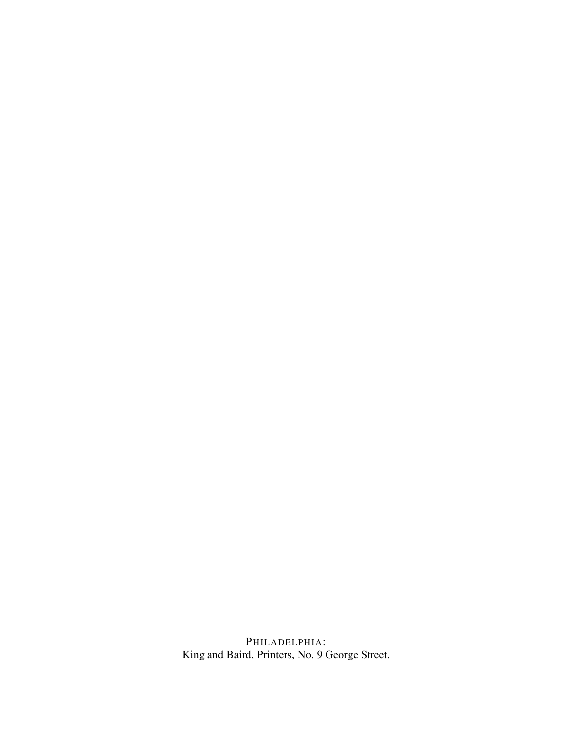PHILADELPHIA:
King and Baird, Printers, No. 9 George Street.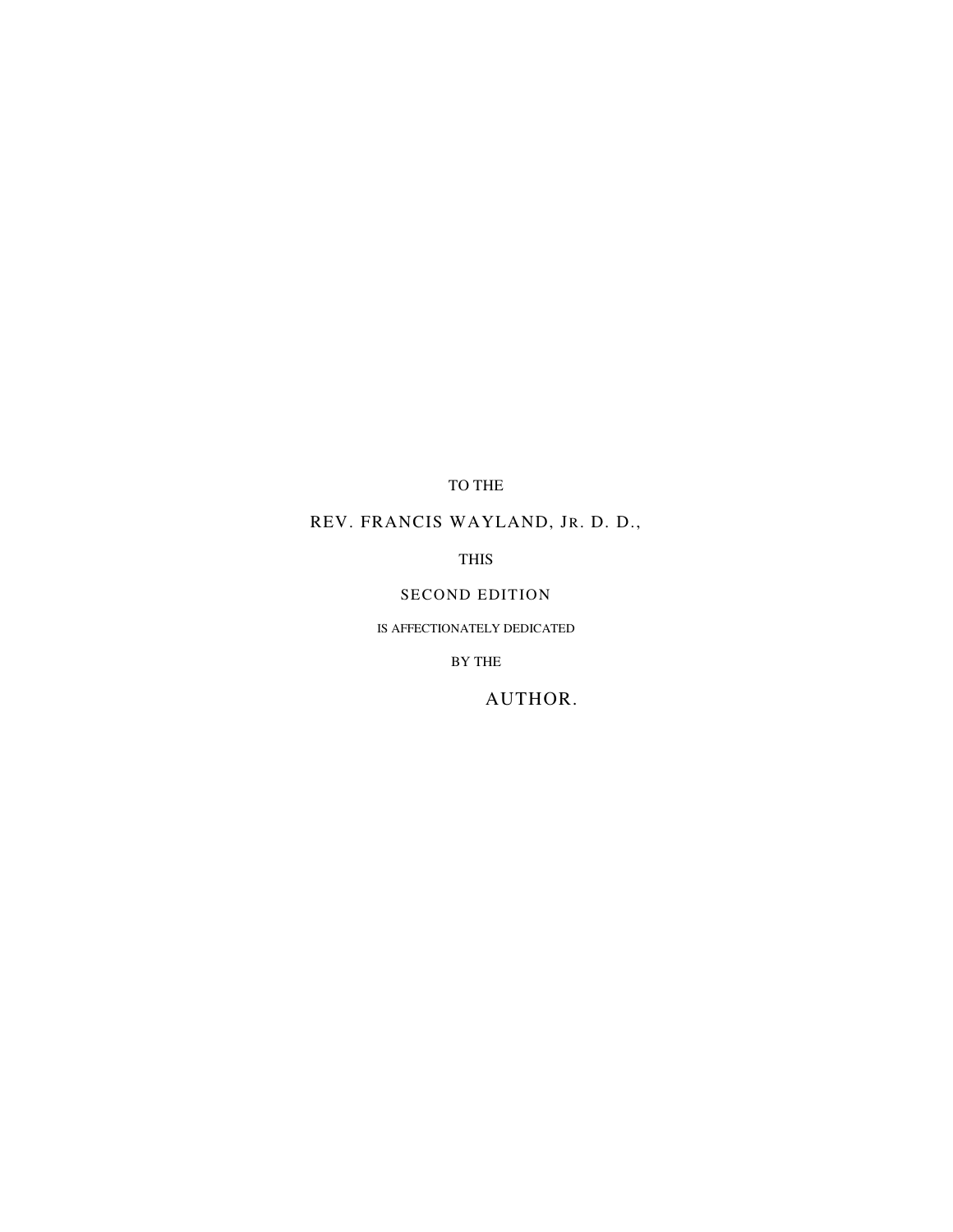TO THE

REV. FRANCIS WAYLAND, JR. D. D.,

THIS

SECOND EDITION

IS AFFECTIONATELY DEDICATED

BY THE

AUTHOR.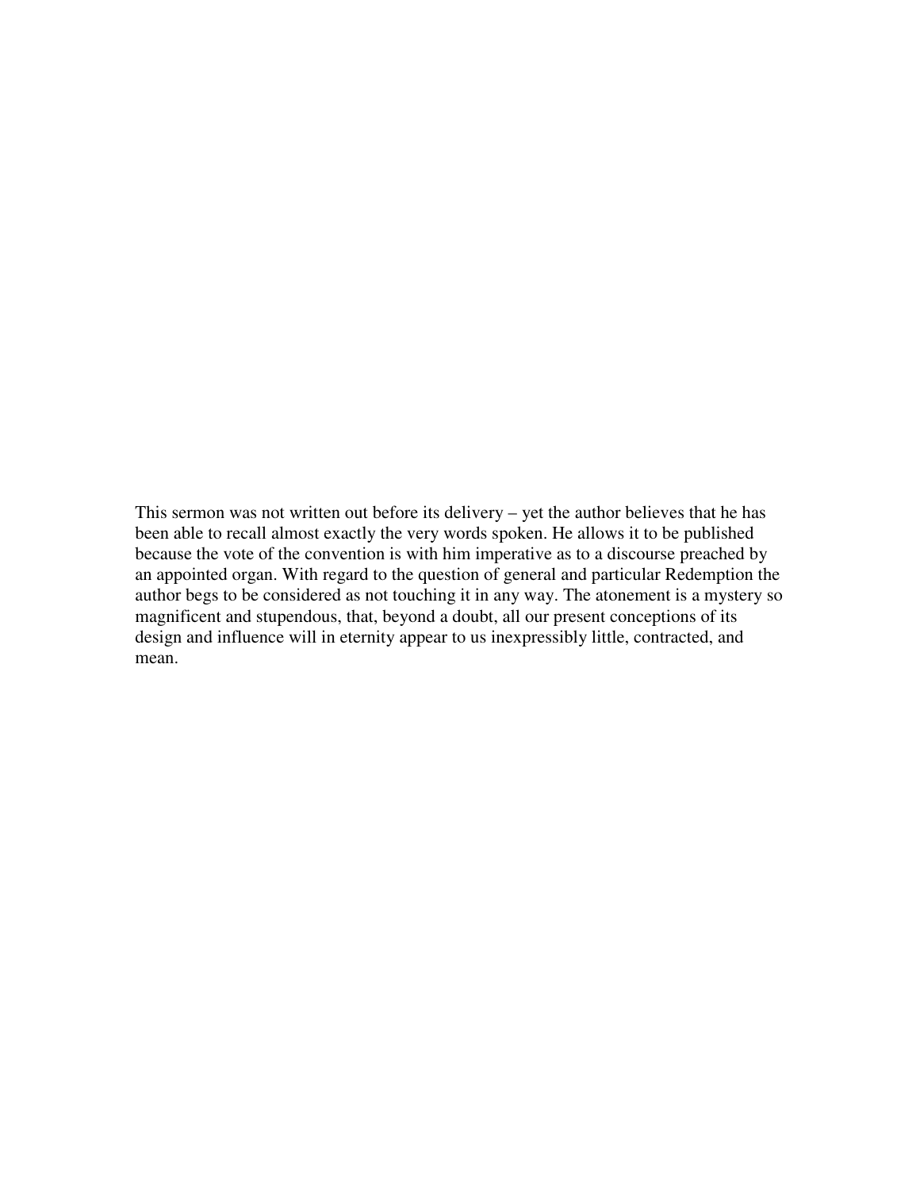This sermon was not written out before its delivery – yet the author believes that he has been able to recall almost exactly the very words spoken. He allows it to be published because the vote of the convention is with him imperative as to a discourse preached by an appointed organ. With regard to the question of general and particular Redemption the author begs to be considered as not touching it in any way. The atonement is a mystery so magnificent and stupendous, that, beyond a doubt, all our present conceptions of its design and influence will in eternity appear to us inexpressibly little, contracted, and mean.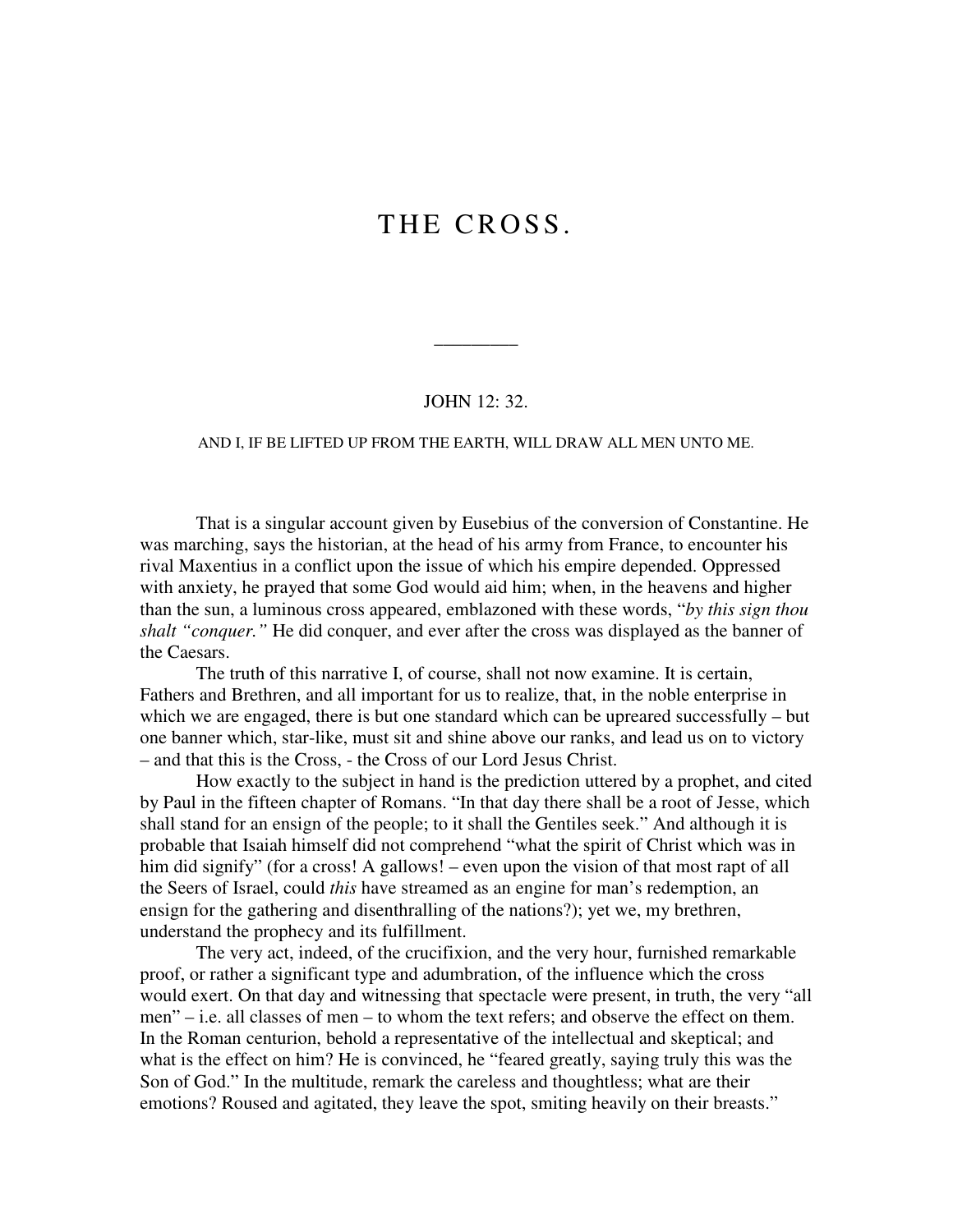# THE CROSS.

---

JOHN 12: 32.

AND I, IF BE LIFTED UP FROM THE EARTH, WILL DRAW ALL MEN UNTO ME.

That is a singular account given by Eusebius of the conversion of Constantine. He was marching, says the historian, at the head of his army from France, to encounter his rival Maxentius in a conflict upon the issue of which his empire depended. Oppressed with anxiety, he prayed that some God would aid him; when, in the heavens and higher than the sun, a luminous cross appeared, emblazoned with these words, "*by this sign thou shalt "conquer."* He did conquer, and ever after the cross was displayed as the banner of the Caesars.

The truth of this narrative I, of course, shall not now examine. It is certain, Fathers and Brethren, and all important for us to realize, that, in the noble enterprise in which we are engaged, there is but one standard which can be upreared successfully – but one banner which, star-like, must sit and shine above our ranks, and lead us on to victory – and that this is the Cross, - the Cross of our Lord Jesus Christ.

How exactly to the subject in hand is the prediction uttered by a prophet, and cited by Paul in the fifteen chapter of Romans. "In that day there shall be a root of Jesse, which shall stand for an ensign of the people; to it shall the Gentiles seek." And although it is probable that Isaiah himself did not comprehend "what the spirit of Christ which was in him did signify" (for a cross! A gallows! – even upon the vision of that most rapt of all the Seers of Israel, could *this* have streamed as an engine for man's redemption, an ensign for the gathering and disenthralling of the nations?); yet we, my brethren, understand the prophecy and its fulfillment.

The very act, indeed, of the crucifixion, and the very hour, furnished remarkable proof, or rather a significant type and adumbration, of the influence which the cross would exert. On that day and witnessing that spectacle were present, in truth, the very "all men" – i.e. all classes of men – to whom the text refers; and observe the effect on them. In the Roman centurion, behold a representative of the intellectual and skeptical; and what is the effect on him? He is convinced, he "feared greatly, saying truly this was the Son of God." In the multitude, remark the careless and thoughtless; what are their emotions? Roused and agitated, they leave the spot, smiting heavily on their breasts."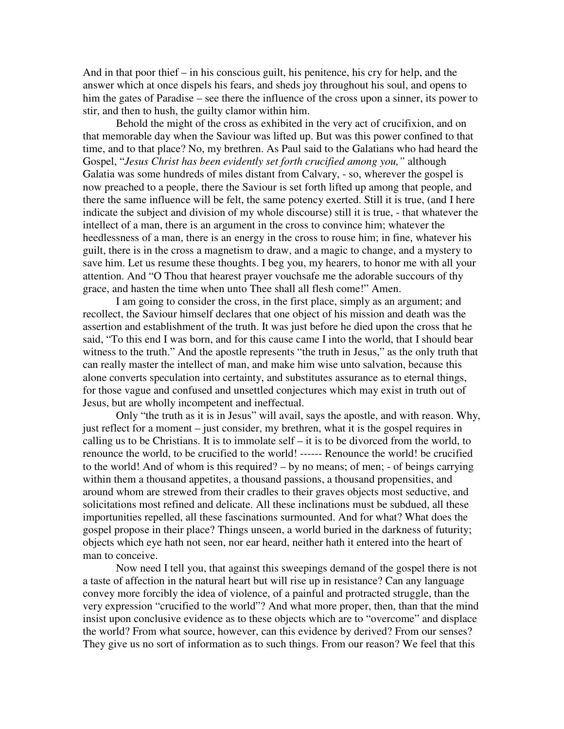And in that poor thief – in his conscious guilt, his penitence, his cry for help, and the answer which at once dispels his fears, and sheds joy throughout his soul, and opens to him the gates of Paradise – see there the influence of the cross upon a sinner, its power to stir, and then to hush, the guilty clamor within him.

Behold the might of the cross as exhibited in the very act of crucifixion, and on that memorable day when the Saviour was lifted up. But was this power confined to that time, and to that place? No, my brethren. As Paul said to the Galatians who had heard the Gospel, "*Jesus Christ has been evidently set forth crucified among you,"* although Galatia was some hundreds of miles distant from Calvary, - so, wherever the gospel is now preached to a people, there the Saviour is set forth lifted up among that people, and there the same influence will be felt, the same potency exerted. Still it is true, (and I here indicate the subject and division of my whole discourse) still it is true, - that whatever the intellect of a man, there is an argument in the cross to convince him; whatever the heedlessness of a man, there is an energy in the cross to rouse him; in fine, whatever his guilt, there is in the cross a magnetism to draw, and a magic to change, and a mystery to save him. Let us resume these thoughts. I beg you, my hearers, to honor me with all your attention. And "O Thou that hearest prayer vouchsafe me the adorable succours of thy grace, and hasten the time when unto Thee shall all flesh come!" Amen.

I am going to consider the cross, in the first place, simply as an argument; and recollect, the Saviour himself declares that one object of his mission and death was the assertion and establishment of the truth. It was just before he died upon the cross that he said, "To this end I was born, and for this cause came I into the world, that I should bear witness to the truth." And the apostle represents "the truth in Jesus," as the only truth that can really master the intellect of man, and make him wise unto salvation, because this alone converts speculation into certainty, and substitutes assurance as to eternal things, for those vague and confused and unsettled conjectures which may exist in truth out of Jesus, but are wholly incompetent and ineffectual.

Only "the truth as it is in Jesus" will avail, says the apostle, and with reason. Why, just reflect for a moment – just consider, my brethren, what it is the gospel requires in calling us to be Christians. It is to immolate self – it is to be divorced from the world, to renounce the world, to be crucified to the world! ------ Renounce the world! be crucified to the world! And of whom is this required? – by no means; of men; - of beings carrying within them a thousand appetites, a thousand passions, a thousand propensities, and around whom are strewed from their cradles to their graves objects most seductive, and solicitations most refined and delicate. All these inclinations must be subdued, all these importunities repelled, all these fascinations surmounted. And for what? What does the gospel propose in their place? Things unseen, a world buried in the darkness of futurity; objects which eye hath not seen, nor ear heard, neither hath it entered into the heart of man to conceive.

Now need I tell you, that against this sweepings demand of the gospel there is not a taste of affection in the natural heart but will rise up in resistance? Can any language convey more forcibly the idea of violence, of a painful and protracted struggle, than the very expression "crucified to the world"? And what more proper, then, than that the mind insist upon conclusive evidence as to these objects which are to "overcome" and displace the world? From what source, however, can this evidence by derived? From our senses? They give us no sort of information as to such things. From our reason? We feel that this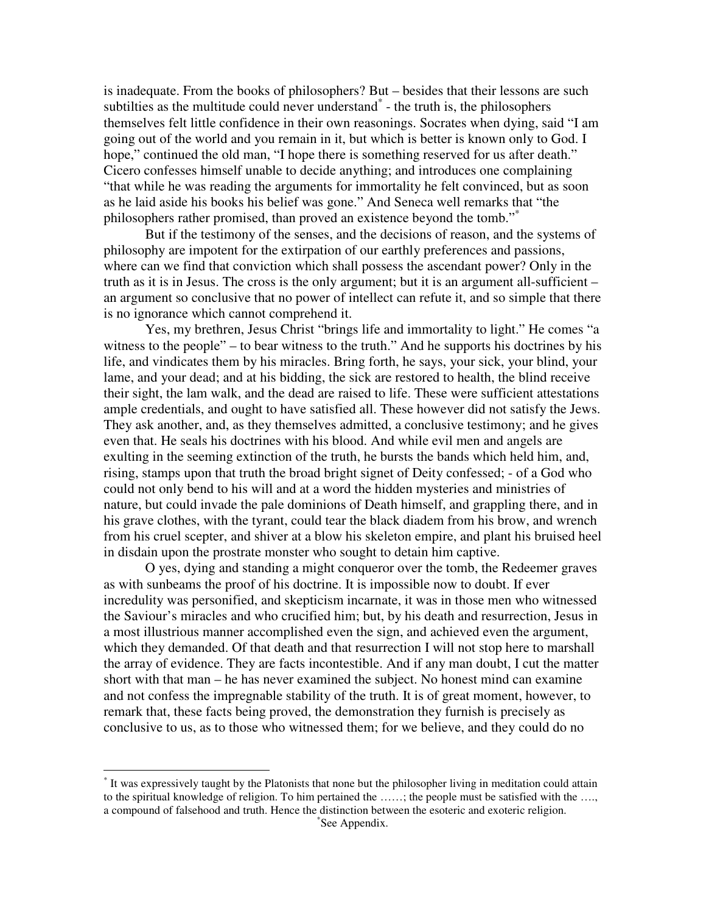is inadequate. From the books of philosophers? But – besides that their lessons are such subtilties as the multitude could never understand* - the truth is, the philosophers themselves felt little confidence in their own reasonings. Socrates when dying, said "I am going out of the world and you remain in it, but which is better is known only to God. I hope," continued the old man, "I hope there is something reserved for us after death." Cicero confesses himself unable to decide anything; and introduces one complaining "that while he was reading the arguments for immortality he felt convinced, but as soon as he laid aside his books his belief was gone." And Seneca well remarks that "the philosophers rather promised, than proved an existence beyond the tomb."*

But if the testimony of the senses, and the decisions of reason, and the systems of philosophy are impotent for the extirpation of our earthly preferences and passions, where can we find that conviction which shall possess the ascendant power? Only in the truth as it is in Jesus. The cross is the only argument; but it is an argument all-sufficient – an argument so conclusive that no power of intellect can refute it, and so simple that there is no ignorance which cannot comprehend it.

Yes, my brethren, Jesus Christ "brings life and immortality to light." He comes "a witness to the people" – to bear witness to the truth." And he supports his doctrines by his life, and vindicates them by his miracles. Bring forth, he says, your sick, your blind, your lame, and your dead; and at his bidding, the sick are restored to health, the blind receive their sight, the lam walk, and the dead are raised to life. These were sufficient attestations ample credentials, and ought to have satisfied all. These however did not satisfy the Jews. They ask another, and, as they themselves admitted, a conclusive testimony; and he gives even that. He seals his doctrines with his blood. And while evil men and angels are exulting in the seeming extinction of the truth, he bursts the bands which held him, and, rising, stamps upon that truth the broad bright signet of Deity confessed; - of a God who could not only bend to his will and at a word the hidden mysteries and ministries of nature, but could invade the pale dominions of Death himself, and grappling there, and in his grave clothes, with the tyrant, could tear the black diadem from his brow, and wrench from his cruel scepter, and shiver at a blow his skeleton empire, and plant his bruised heel in disdain upon the prostrate monster who sought to detain him captive.

O yes, dying and standing a might conqueror over the tomb, the Redeemer graves as with sunbeams the proof of his doctrine. It is impossible now to doubt. If ever incredulity was personified, and skepticism incarnate, it was in those men who witnessed the Saviour's miracles and who crucified him; but, by his death and resurrection, Jesus in a most illustrious manner accomplished even the sign, and achieved even the argument, which they demanded. Of that death and that resurrection I will not stop here to marshall the array of evidence. They are facts incontestible. And if any man doubt, I cut the matter short with that man – he has never examined the subject. No honest mind can examine and not confess the impregnable stability of the truth. It is of great moment, however, to remark that, these facts being proved, the demonstration they furnish is precisely as conclusive to us, as to those who witnessed them; for we believe, and they could do no

---

* It was expressively taught by the Platonists that none but the philosopher living in meditation could attain to the spiritual knowledge of religion. To him pertained the ……; the people must be satisfied with the …., a compound of falsehood and truth. Hence the distinction between the esoteric and exoteric religion.

*See Appendix.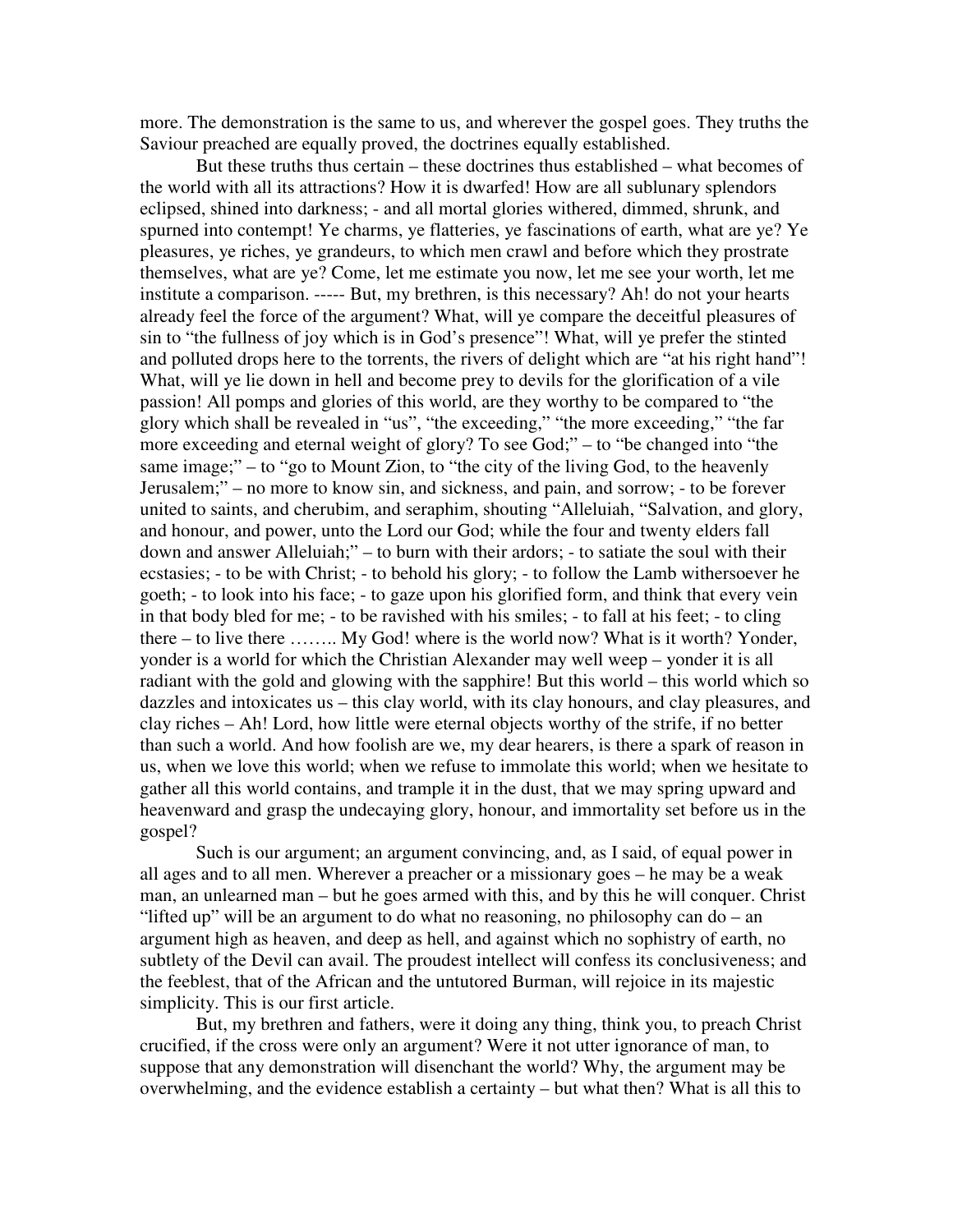more. The demonstration is the same to us, and wherever the gospel goes. They truths the Saviour preached are equally proved, the doctrines equally established.

But these truths thus certain – these doctrines thus established – what becomes of the world with all its attractions? How it is dwarfed! How are all sublunary splendors eclipsed, shined into darkness; - and all mortal glories withered, dimmed, shrunk, and spurned into contempt! Ye charms, ye flatteries, ye fascinations of earth, what are ye? Ye pleasures, ye riches, ye grandeurs, to which men crawl and before which they prostrate themselves, what are ye? Come, let me estimate you now, let me see your worth, let me institute a comparison. ----- But, my brethren, is this necessary? Ah! do not your hearts already feel the force of the argument? What, will ye compare the deceitful pleasures of sin to "the fullness of joy which is in God's presence"! What, will ye prefer the stinted and polluted drops here to the torrents, the rivers of delight which are "at his right hand"! What, will ye lie down in hell and become prey to devils for the glorification of a vile passion! All pomps and glories of this world, are they worthy to be compared to "the glory which shall be revealed in "us", "the exceeding," "the more exceeding," "the far more exceeding and eternal weight of glory? To see God;" – to "be changed into "the same image;" – to "go to Mount Zion, to "the city of the living God, to the heavenly Jerusalem;" – no more to know sin, and sickness, and pain, and sorrow; - to be forever united to saints, and cherubim, and seraphim, shouting "Alleluiah, "Salvation, and glory, and honour, and power, unto the Lord our God; while the four and twenty elders fall down and answer Alleluiah;" – to burn with their ardors; - to satiate the soul with their ecstasies; - to be with Christ; - to behold his glory; - to follow the Lamb withersoever he goeth; - to look into his face; - to gaze upon his glorified form, and think that every vein in that body bled for me; - to be ravished with his smiles; - to fall at his feet; - to cling there – to live there …….. My God! where is the world now? What is it worth? Yonder, yonder is a world for which the Christian Alexander may well weep – yonder it is all radiant with the gold and glowing with the sapphire! But this world – this world which so dazzles and intoxicates us – this clay world, with its clay honours, and clay pleasures, and clay riches – Ah! Lord, how little were eternal objects worthy of the strife, if no better than such a world. And how foolish are we, my dear hearers, is there a spark of reason in us, when we love this world; when we refuse to immolate this world; when we hesitate to gather all this world contains, and trample it in the dust, that we may spring upward and heavenward and grasp the undecaying glory, honour, and immortality set before us in the gospel?

Such is our argument; an argument convincing, and, as I said, of equal power in all ages and to all men. Wherever a preacher or a missionary goes – he may be a weak man, an unlearned man – but he goes armed with this, and by this he will conquer. Christ "lifted up" will be an argument to do what no reasoning, no philosophy can do – an argument high as heaven, and deep as hell, and against which no sophistry of earth, no subtlety of the Devil can avail. The proudest intellect will confess its conclusiveness; and the feeblest, that of the African and the untutored Burman, will rejoice in its majestic simplicity. This is our first article.

But, my brethren and fathers, were it doing any thing, think you, to preach Christ crucified, if the cross were only an argument? Were it not utter ignorance of man, to suppose that any demonstration will disenchant the world? Why, the argument may be overwhelming, and the evidence establish a certainty – but what then? What is all this to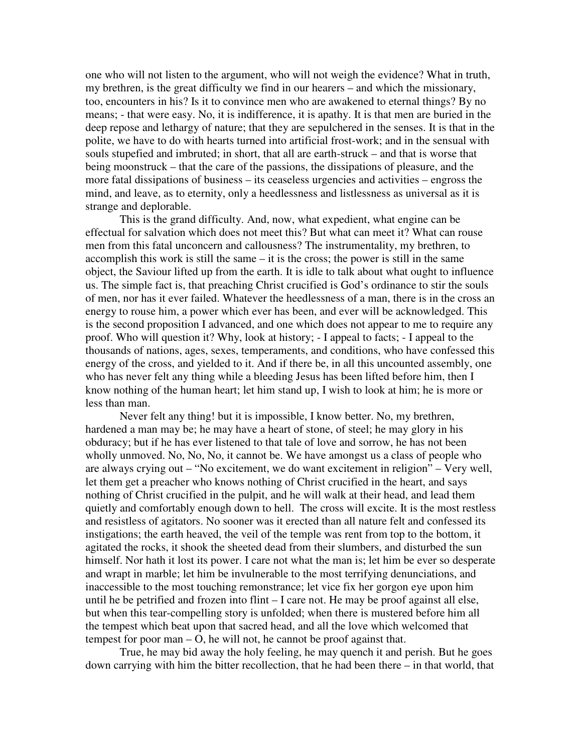one who will not listen to the argument, who will not weigh the evidence? What in truth, my brethren, is the great difficulty we find in our hearers – and which the missionary, too, encounters in his? Is it to convince men who are awakened to eternal things? By no means; - that were easy. No, it is indifference, it is apathy. It is that men are buried in the deep repose and lethargy of nature; that they are sepulchered in the senses. It is that in the polite, we have to do with hearts turned into artificial frost-work; and in the sensual with souls stupefied and imbruted; in short, that all are earth-struck – and that is worse that being moonstruck – that the care of the passions, the dissipations of pleasure, and the more fatal dissipations of business – its ceaseless urgencies and activities – engross the mind, and leave, as to eternity, only a heedlessness and listlessness as universal as it is strange and deplorable.

This is the grand difficulty. And, now, what expedient, what engine can be effectual for salvation which does not meet this? But what can meet it? What can rouse men from this fatal unconcern and callousness? The instrumentality, my brethren, to accomplish this work is still the same – it is the cross; the power is still in the same object, the Saviour lifted up from the earth. It is idle to talk about what ought to influence us. The simple fact is, that preaching Christ crucified is God's ordinance to stir the souls of men, nor has it ever failed. Whatever the heedlessness of a man, there is in the cross an energy to rouse him, a power which ever has been, and ever will be acknowledged. This is the second proposition I advanced, and one which does not appear to me to require any proof. Who will question it? Why, look at history; - I appeal to facts; - I appeal to the thousands of nations, ages, sexes, temperaments, and conditions, who have confessed this energy of the cross, and yielded to it. And if there be, in all this uncounted assembly, one who has never felt any thing while a bleeding Jesus has been lifted before him, then I know nothing of the human heart; let him stand up, I wish to look at him; he is more or less than man.

Never felt any thing! but it is impossible, I know better. No, my brethren, hardened a man may be; he may have a heart of stone, of steel; he may glory in his obduracy; but if he has ever listened to that tale of love and sorrow, he has not been wholly unmoved. No, No, No, it cannot be. We have amongst us a class of people who are always crying out – "No excitement, we do want excitement in religion" – Very well, let them get a preacher who knows nothing of Christ crucified in the heart, and says nothing of Christ crucified in the pulpit, and he will walk at their head, and lead them quietly and comfortably enough down to hell. The cross will excite. It is the most restless and resistless of agitators. No sooner was it erected than all nature felt and confessed its instigations; the earth heaved, the veil of the temple was rent from top to the bottom, it agitated the rocks, it shook the sheeted dead from their slumbers, and disturbed the sun himself. Nor hath it lost its power. I care not what the man is; let him be ever so desperate and wrapt in marble; let him be invulnerable to the most terrifying denunciations, and inaccessible to the most touching remonstrance; let vice fix her gorgon eye upon him until he be petrified and frozen into flint – I care not. He may be proof against all else, but when this tear-compelling story is unfolded; when there is mustered before him all the tempest which beat upon that sacred head, and all the love which welcomed that tempest for poor man – O, he will not, he cannot be proof against that.

True, he may bid away the holy feeling, he may quench it and perish. But he goes down carrying with him the bitter recollection, that he had been there – in that world, that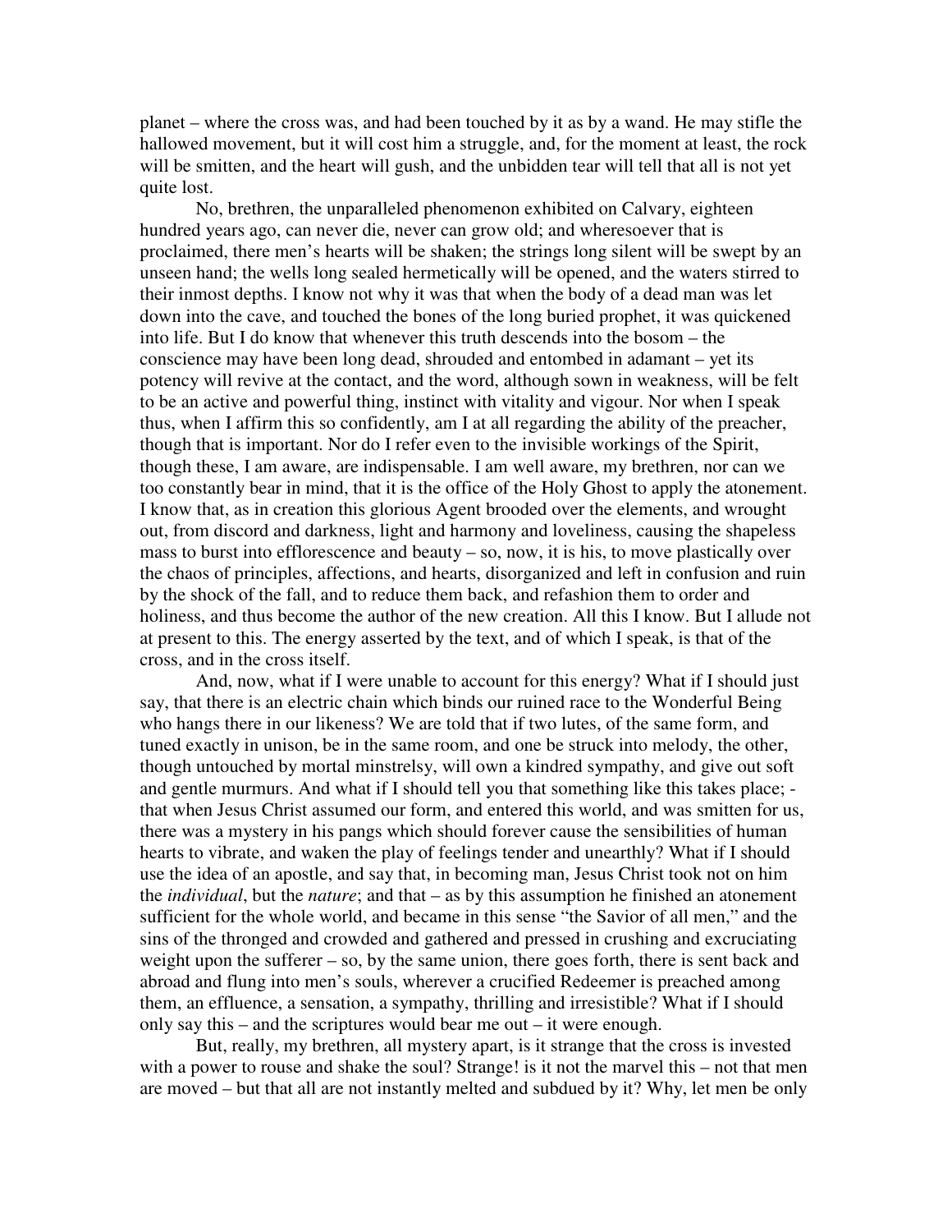planet – where the cross was, and had been touched by it as by a wand. He may stifle the hallowed movement, but it will cost him a struggle, and, for the moment at least, the rock will be smitten, and the heart will gush, and the unbidden tear will tell that all is not yet quite lost.

No, brethren, the unparalleled phenomenon exhibited on Calvary, eighteen hundred years ago, can never die, never can grow old; and wheresoever that is proclaimed, there men's hearts will be shaken; the strings long silent will be swept by an unseen hand; the wells long sealed hermetically will be opened, and the waters stirred to their inmost depths. I know not why it was that when the body of a dead man was let down into the cave, and touched the bones of the long buried prophet, it was quickened into life. But I do know that whenever this truth descends into the bosom – the conscience may have been long dead, shrouded and entombed in adamant – yet its potency will revive at the contact, and the word, although sown in weakness, will be felt to be an active and powerful thing, instinct with vitality and vigour. Nor when I speak thus, when I affirm this so confidently, am I at all regarding the ability of the preacher, though that is important. Nor do I refer even to the invisible workings of the Spirit, though these, I am aware, are indispensable. I am well aware, my brethren, nor can we too constantly bear in mind, that it is the office of the Holy Ghost to apply the atonement. I know that, as in creation this glorious Agent brooded over the elements, and wrought out, from discord and darkness, light and harmony and loveliness, causing the shapeless mass to burst into efflorescence and beauty – so, now, it is his, to move plastically over the chaos of principles, affections, and hearts, disorganized and left in confusion and ruin by the shock of the fall, and to reduce them back, and refashion them to order and holiness, and thus become the author of the new creation. All this I know. But I allude not at present to this. The energy asserted by the text, and of which I speak, is that of the cross, and in the cross itself.

And, now, what if I were unable to account for this energy? What if I should just say, that there is an electric chain which binds our ruined race to the Wonderful Being who hangs there in our likeness? We are told that if two lutes, of the same form, and tuned exactly in unison, be in the same room, and one be struck into melody, the other, though untouched by mortal minstrelsy, will own a kindred sympathy, and give out soft and gentle murmurs. And what if I should tell you that something like this takes place; - that when Jesus Christ assumed our form, and entered this world, and was smitten for us, there was a mystery in his pangs which should forever cause the sensibilities of human hearts to vibrate, and waken the play of feelings tender and unearthly? What if I should use the idea of an apostle, and say that, in becoming man, Jesus Christ took not on him the *individual*, but the *nature*; and that – as by this assumption he finished an atonement sufficient for the whole world, and became in this sense "the Savior of all men," and the sins of the thronged and crowded and gathered and pressed in crushing and excruciating weight upon the sufferer – so, by the same union, there goes forth, there is sent back and abroad and flung into men's souls, wherever a crucified Redeemer is preached among them, an effluence, a sensation, a sympathy, thrilling and irresistible? What if I should only say this – and the scriptures would bear me out – it were enough.

But, really, my brethren, all mystery apart, is it strange that the cross is invested with a power to rouse and shake the soul? Strange! is it not the marvel this – not that men are moved – but that all are not instantly melted and subdued by it? Why, let men be only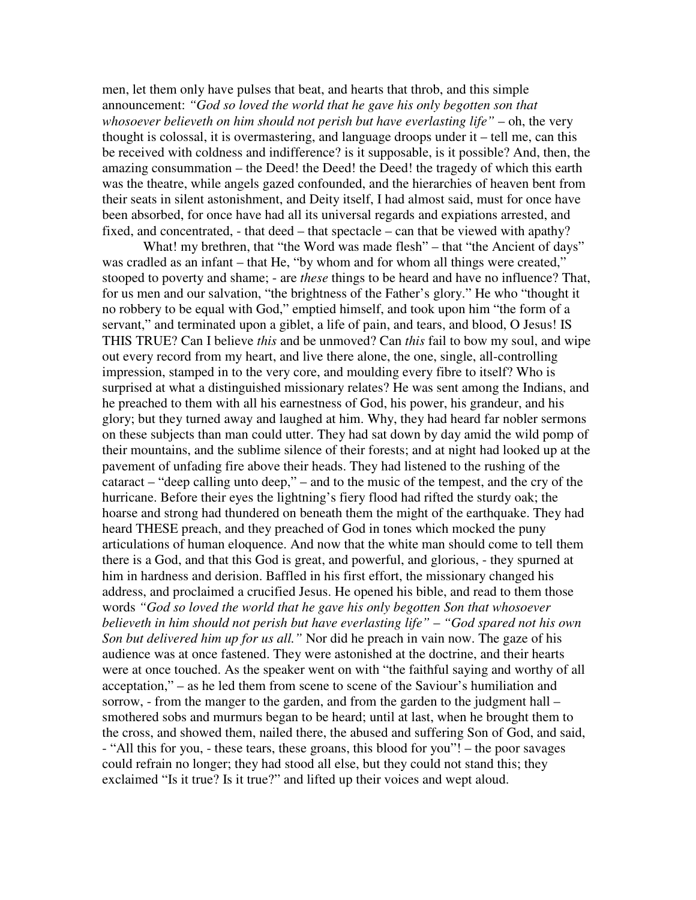men, let them only have pulses that beat, and hearts that throb, and this simple announcement: *"God so loved the world that he gave his only begotten son that whosoever believeth on him should not perish but have everlasting life"* – oh, the very thought is colossal, it is overmastering, and language droops under it – tell me, can this be received with coldness and indifference? is it supposable, is it possible? And, then, the amazing consummation – the Deed! the Deed! the Deed! the tragedy of which this earth was the theatre, while angels gazed confounded, and the hierarchies of heaven bent from their seats in silent astonishment, and Deity itself, I had almost said, must for once have been absorbed, for once have had all its universal regards and expiations arrested, and fixed, and concentrated, - that deed – that spectacle – can that be viewed with apathy?

What! my brethren, that "the Word was made flesh" – that "the Ancient of days" was cradled as an infant – that He, "by whom and for whom all things were created," stooped to poverty and shame; - are *these* things to be heard and have no influence? That, for us men and our salvation, "the brightness of the Father's glory." He who "thought it no robbery to be equal with God," emptied himself, and took upon him "the form of a servant," and terminated upon a giblet, a life of pain, and tears, and blood, O Jesus! IS THIS TRUE? Can I believe *this* and be unmoved? Can *this* fail to bow my soul, and wipe out every record from my heart, and live there alone, the one, single, all-controlling impression, stamped in to the very core, and moulding every fibre to itself? Who is surprised at what a distinguished missionary relates? He was sent among the Indians, and he preached to them with all his earnestness of God, his power, his grandeur, and his glory; but they turned away and laughed at him. Why, they had heard far nobler sermons on these subjects than man could utter. They had sat down by day amid the wild pomp of their mountains, and the sublime silence of their forests; and at night had looked up at the pavement of unfading fire above their heads. They had listened to the rushing of the cataract – "deep calling unto deep," – and to the music of the tempest, and the cry of the hurricane. Before their eyes the lightning's fiery flood had rifted the sturdy oak; the hoarse and strong had thundered on beneath them the might of the earthquake. They had heard THESE preach, and they preached of God in tones which mocked the puny articulations of human eloquence. And now that the white man should come to tell them there is a God, and that this God is great, and powerful, and glorious, - they spurned at him in hardness and derision. Baffled in his first effort, the missionary changed his address, and proclaimed a crucified Jesus. He opened his bible, and read to them those words *"God so loved the world that he gave his only begotten Son that whosoever believeth in him should not perish but have everlasting life" – "God spared not his own Son but delivered him up for us all."* Nor did he preach in vain now. The gaze of his audience was at once fastened. They were astonished at the doctrine, and their hearts were at once touched. As the speaker went on with "the faithful saying and worthy of all acceptation," – as he led them from scene to scene of the Saviour's humiliation and sorrow, - from the manger to the garden, and from the garden to the judgment hall – smothered sobs and murmurs began to be heard; until at last, when he brought them to the cross, and showed them, nailed there, the abused and suffering Son of God, and said, - "All this for you, - these tears, these groans, this blood for you"! – the poor savages could refrain no longer; they had stood all else, but they could not stand this; they exclaimed "Is it true? Is it true?" and lifted up their voices and wept aloud.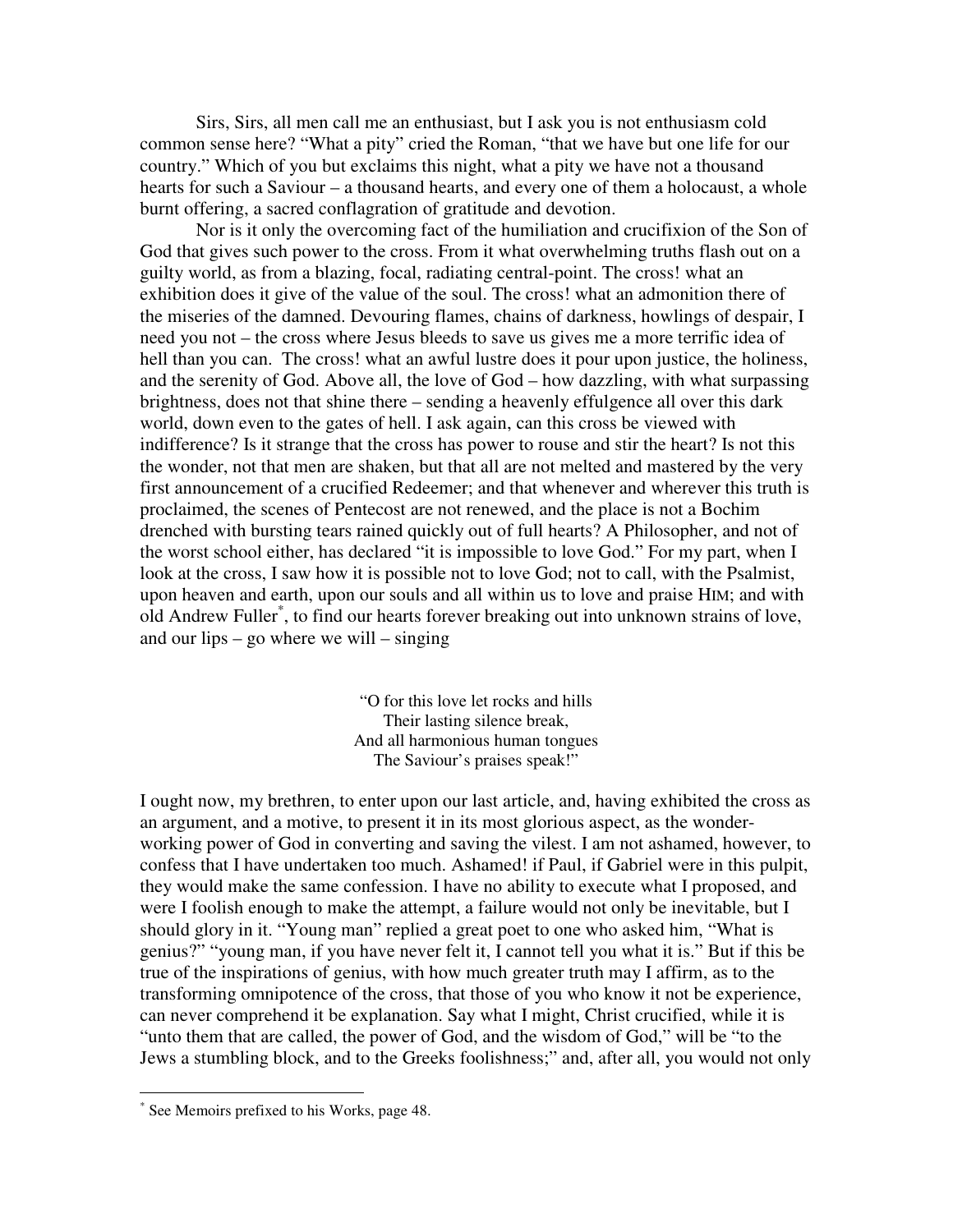Sirs, Sirs, all men call me an enthusiast, but I ask you is not enthusiasm cold common sense here? "What a pity" cried the Roman, "that we have but one life for our country." Which of you but exclaims this night, what a pity we have not a thousand hearts for such a Saviour – a thousand hearts, and every one of them a holocaust, a whole burnt offering, a sacred conflagration of gratitude and devotion.

Nor is it only the overcoming fact of the humiliation and crucifixion of the Son of God that gives such power to the cross. From it what overwhelming truths flash out on a guilty world, as from a blazing, focal, radiating central-point. The cross! what an exhibition does it give of the value of the soul. The cross! what an admonition there of the miseries of the damned. Devouring flames, chains of darkness, howlings of despair, I need you not – the cross where Jesus bleeds to save us gives me a more terrific idea of hell than you can. The cross! what an awful lustre does it pour upon justice, the holiness, and the serenity of God. Above all, the love of God – how dazzling, with what surpassing brightness, does not that shine there – sending a heavenly effulgence all over this dark world, down even to the gates of hell. I ask again, can this cross be viewed with indifference? Is it strange that the cross has power to rouse and stir the heart? Is not this the wonder, not that men are shaken, but that all are not melted and mastered by the very first announcement of a crucified Redeemer; and that whenever and wherever this truth is proclaimed, the scenes of Pentecost are not renewed, and the place is not a Bochim drenched with bursting tears rained quickly out of full hearts? A Philosopher, and not of the worst school either, has declared "it is impossible to love God." For my part, when I look at the cross, I saw how it is possible not to love God; not to call, with the Psalmist, upon heaven and earth, upon our souls and all within us to love and praise HIM; and with old Andrew Fuller[*], to find our hearts forever breaking out into unknown strains of love, and our lips – go where we will – singing

> "O for this love let rocks and hills
> Their lasting silence break,
> And all harmonious human tongues
> The Saviour's praises speak!"

I ought now, my brethren, to enter upon our last article, and, having exhibited the cross as an argument, and a motive, to present it in its most glorious aspect, as the wonder-working power of God in converting and saving the vilest. I am not ashamed, however, to confess that I have undertaken too much. Ashamed! if Paul, if Gabriel were in this pulpit, they would make the same confession. I have no ability to execute what I proposed, and were I foolish enough to make the attempt, a failure would not only be inevitable, but I should glory in it. "Young man" replied a great poet to one who asked him, "What is genius?" "young man, if you have never felt it, I cannot tell you what it is." But if this be true of the inspirations of genius, with how much greater truth may I affirm, as to the transforming omnipotence of the cross, that those of you who know it not be experience, can never comprehend it be explanation. Say what I might, Christ crucified, while it is "unto them that are called, the power of God, and the wisdom of God," will be "to the Jews a stumbling block, and to the Greeks foolishness;" and, after all, you would not only

---

[*] See Memoirs prefixed to his Works, page 48.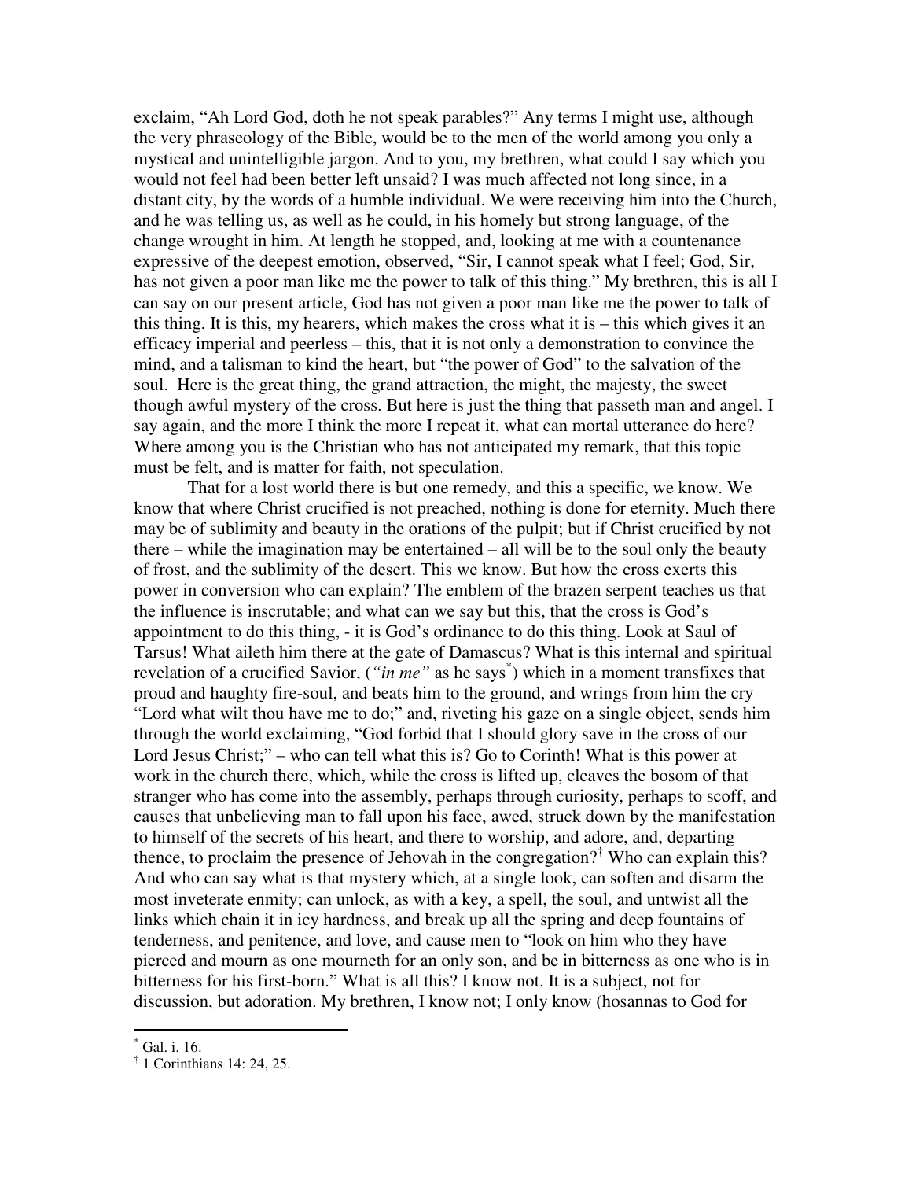exclaim, "Ah Lord God, doth he not speak parables?" Any terms I might use, although the very phraseology of the Bible, would be to the men of the world among you only a mystical and unintelligible jargon. And to you, my brethren, what could I say which you would not feel had been better left unsaid? I was much affected not long since, in a distant city, by the words of a humble individual. We were receiving him into the Church, and he was telling us, as well as he could, in his homely but strong language, of the change wrought in him. At length he stopped, and, looking at me with a countenance expressive of the deepest emotion, observed, "Sir, I cannot speak what I feel; God, Sir, has not given a poor man like me the power to talk of this thing." My brethren, this is all I can say on our present article, God has not given a poor man like me the power to talk of this thing. It is this, my hearers, which makes the cross what it is – this which gives it an efficacy imperial and peerless – this, that it is not only a demonstration to convince the mind, and a talisman to kind the heart, but "the power of God" to the salvation of the soul. Here is the great thing, the grand attraction, the might, the majesty, the sweet though awful mystery of the cross. But here is just the thing that passeth man and angel. I say again, and the more I think the more I repeat it, what can mortal utterance do here? Where among you is the Christian who has not anticipated my remark, that this topic must be felt, and is matter for faith, not speculation.

That for a lost world there is but one remedy, and this a specific, we know. We know that where Christ crucified is not preached, nothing is done for eternity. Much there may be of sublimity and beauty in the orations of the pulpit; but if Christ crucified by not there – while the imagination may be entertained – all will be to the soul only the beauty of frost, and the sublimity of the desert. This we know. But how the cross exerts this power in conversion who can explain? The emblem of the brazen serpent teaches us that the influence is inscrutable; and what can we say but this, that the cross is God's appointment to do this thing, - it is God's ordinance to do this thing. Look at Saul of Tarsus! What aileth him there at the gate of Damascus? What is this internal and spiritual revelation of a crucified Savior, (*"in me"* as he says[*]) which in a moment transfixes that proud and haughty fire-soul, and beats him to the ground, and wrings from him the cry "Lord what wilt thou have me to do;" and, riveting his gaze on a single object, sends him through the world exclaiming, "God forbid that I should glory save in the cross of our Lord Jesus Christ;" – who can tell what this is? Go to Corinth! What is this power at work in the church there, which, while the cross is lifted up, cleaves the bosom of that stranger who has come into the assembly, perhaps through curiosity, perhaps to scoff, and causes that unbelieving man to fall upon his face, awed, struck down by the manifestation to himself of the secrets of his heart, and there to worship, and adore, and, departing thence, to proclaim the presence of Jehovah in the congregation?[†] Who can explain this? And who can say what is that mystery which, at a single look, can soften and disarm the most inveterate enmity; can unlock, as with a key, a spell, the soul, and untwist all the links which chain it in icy hardness, and break up all the spring and deep fountains of tenderness, and penitence, and love, and cause men to "look on him who they have pierced and mourn as one mourneth for an only son, and be in bitterness as one who is in bitterness for his first-born." What is all this? I know not. It is a subject, not for discussion, but adoration. My brethren, I know not; I only know (hosannas to God for

---

[*] Gal. i. 16.

[†] 1 Corinthians 14: 24, 25.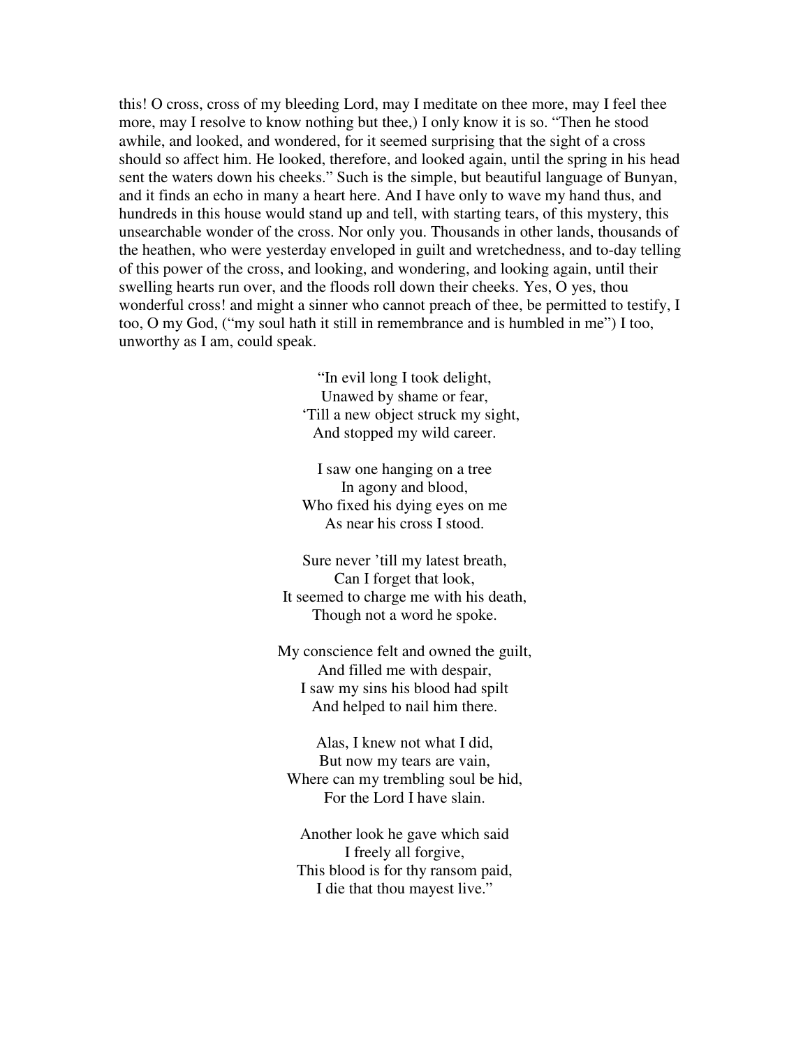this! O cross, cross of my bleeding Lord, may I meditate on thee more, may I feel thee more, may I resolve to know nothing but thee,) I only know it is so. "Then he stood awhile, and looked, and wondered, for it seemed surprising that the sight of a cross should so affect him. He looked, therefore, and looked again, until the spring in his head sent the waters down his cheeks." Such is the simple, but beautiful language of Bunyan, and it finds an echo in many a heart here. And I have only to wave my hand thus, and hundreds in this house would stand up and tell, with starting tears, of this mystery, this unsearchable wonder of the cross. Nor only you. Thousands in other lands, thousands of the heathen, who were yesterday enveloped in guilt and wretchedness, and to-day telling of this power of the cross, and looking, and wondering, and looking again, until their swelling hearts run over, and the floods roll down their cheeks. Yes, O yes, thou wonderful cross! and might a sinner who cannot preach of thee, be permitted to testify, I too, O my God, ("my soul hath it still in remembrance and is humbled in me") I too, unworthy as I am, could speak.

"In evil long I took delight,  
Unawed by shame or fear,  
'Till a new object struck my sight,  
And stopped my wild career.

I saw one hanging on a tree  
In agony and blood,  
Who fixed his dying eyes on me  
As near his cross I stood.

Sure never 'till my latest breath,  
Can I forget that look,  
It seemed to charge me with his death,  
Though not a word he spoke.

My conscience felt and owned the guilt,  
And filled me with despair,  
I saw my sins his blood had spilt  
And helped to nail him there.

Alas, I knew not what I did,  
But now my tears are vain,  
Where can my trembling soul be hid,  
For the Lord I have slain.

Another look he gave which said  
I freely all forgive,  
This blood is for thy ransom paid,  
I die that thou mayest live."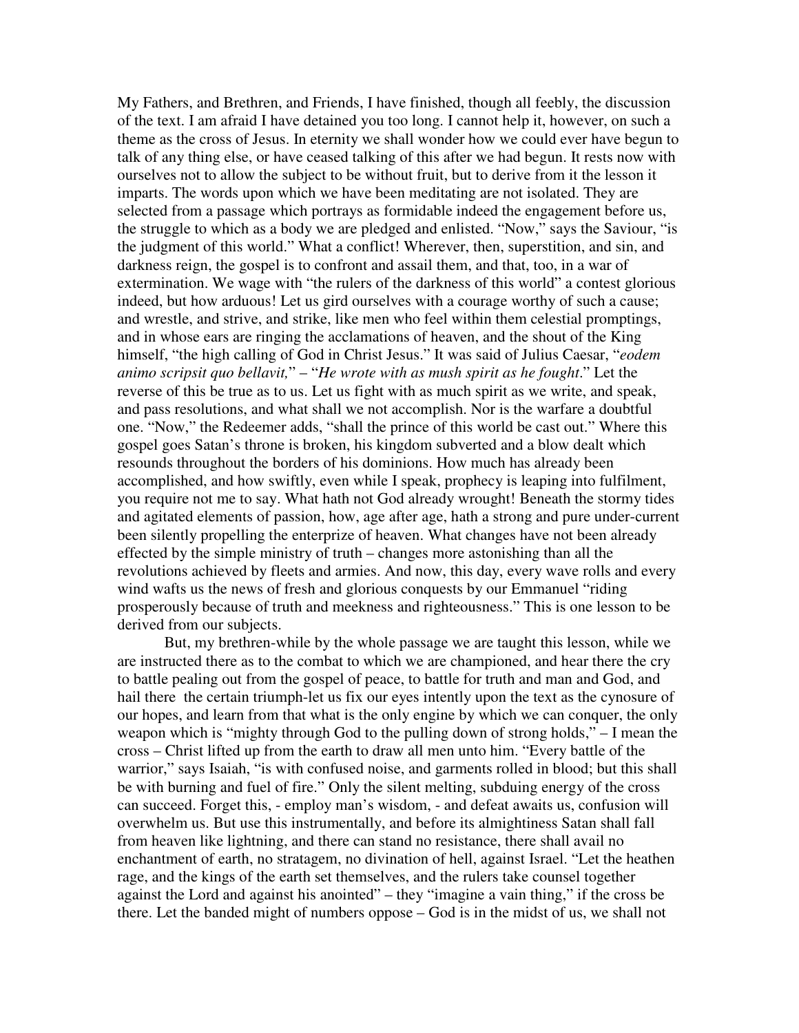My Fathers, and Brethren, and Friends, I have finished, though all feebly, the discussion of the text. I am afraid I have detained you too long. I cannot help it, however, on such a theme as the cross of Jesus. In eternity we shall wonder how we could ever have begun to talk of any thing else, or have ceased talking of this after we had begun. It rests now with ourselves not to allow the subject to be without fruit, but to derive from it the lesson it imparts. The words upon which we have been meditating are not isolated. They are selected from a passage which portrays as formidable indeed the engagement before us, the struggle to which as a body we are pledged and enlisted. "Now," says the Saviour, "is the judgment of this world." What a conflict! Wherever, then, superstition, and sin, and darkness reign, the gospel is to confront and assail them, and that, too, in a war of extermination. We wage with "the rulers of the darkness of this world" a contest glorious indeed, but how arduous! Let us gird ourselves with a courage worthy of such a cause; and wrestle, and strive, and strike, like men who feel within them celestial promptings, and in whose ears are ringing the acclamations of heaven, and the shout of the King himself, "the high calling of God in Christ Jesus." It was said of Julius Caesar, "*eodem animo scripsit quo bellavit,*" – "*He wrote with as mush spirit as he fought*." Let the reverse of this be true as to us. Let us fight with as much spirit as we write, and speak, and pass resolutions, and what shall we not accomplish. Nor is the warfare a doubtful one. "Now," the Redeemer adds, "shall the prince of this world be cast out." Where this gospel goes Satan's throne is broken, his kingdom subverted and a blow dealt which resounds throughout the borders of his dominions. How much has already been accomplished, and how swiftly, even while I speak, prophecy is leaping into fulfilment, you require not me to say. What hath not God already wrought! Beneath the stormy tides and agitated elements of passion, how, age after age, hath a strong and pure under-current been silently propelling the enterprize of heaven. What changes have not been already effected by the simple ministry of truth – changes more astonishing than all the revolutions achieved by fleets and armies. And now, this day, every wave rolls and every wind wafts us the news of fresh and glorious conquests by our Emmanuel "riding prosperously because of truth and meekness and righteousness." This is one lesson to be derived from our subjects.

But, my brethren-while by the whole passage we are taught this lesson, while we are instructed there as to the combat to which we are championed, and hear there the cry to battle pealing out from the gospel of peace, to battle for truth and man and God, and hail there the certain triumph-let us fix our eyes intently upon the text as the cynosure of our hopes, and learn from that what is the only engine by which we can conquer, the only weapon which is "mighty through God to the pulling down of strong holds," – I mean the cross – Christ lifted up from the earth to draw all men unto him. "Every battle of the warrior," says Isaiah, "is with confused noise, and garments rolled in blood; but this shall be with burning and fuel of fire." Only the silent melting, subduing energy of the cross can succeed. Forget this, - employ man's wisdom, - and defeat awaits us, confusion will overwhelm us. But use this instrumentally, and before its almightiness Satan shall fall from heaven like lightning, and there can stand no resistance, there shall avail no enchantment of earth, no stratagem, no divination of hell, against Israel. "Let the heathen rage, and the kings of the earth set themselves, and the rulers take counsel together against the Lord and against his anointed" – they "imagine a vain thing," if the cross be there. Let the banded might of numbers oppose – God is in the midst of us, we shall not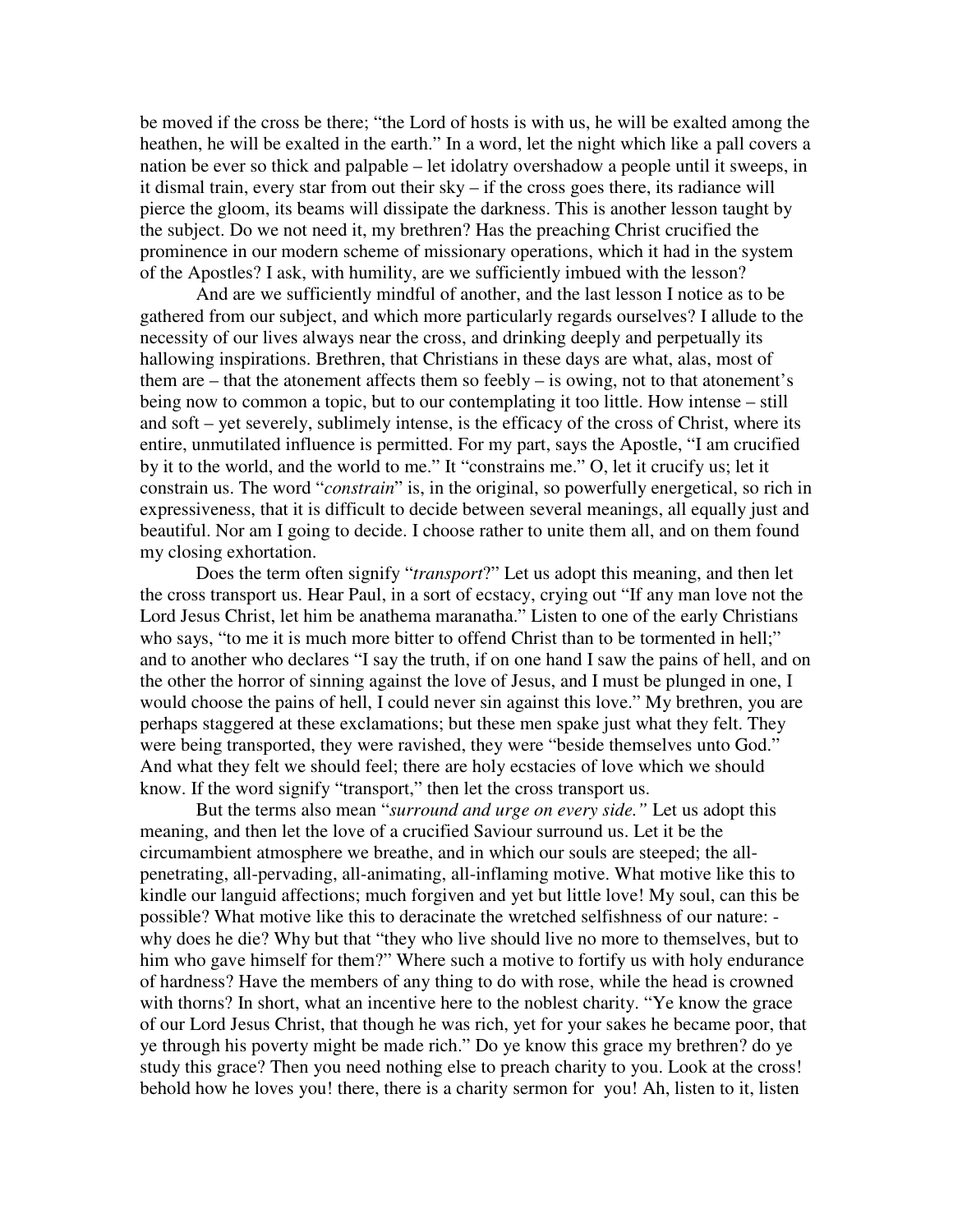be moved if the cross be there; "the Lord of hosts is with us, he will be exalted among the heathen, he will be exalted in the earth." In a word, let the night which like a pall covers a nation be ever so thick and palpable – let idolatry overshadow a people until it sweeps, in it dismal train, every star from out their sky – if the cross goes there, its radiance will pierce the gloom, its beams will dissipate the darkness. This is another lesson taught by the subject. Do we not need it, my brethren? Has the preaching Christ crucified the prominence in our modern scheme of missionary operations, which it had in the system of the Apostles? I ask, with humility, are we sufficiently imbued with the lesson?

And are we sufficiently mindful of another, and the last lesson I notice as to be gathered from our subject, and which more particularly regards ourselves? I allude to the necessity of our lives always near the cross, and drinking deeply and perpetually its hallowing inspirations. Brethren, that Christians in these days are what, alas, most of them are – that the atonement affects them so feebly – is owing, not to that atonement's being now to common a topic, but to our contemplating it too little. How intense – still and soft – yet severely, sublimely intense, is the efficacy of the cross of Christ, where its entire, unmutilated influence is permitted. For my part, says the Apostle, "I am crucified by it to the world, and the world to me." It "constrains me." O, let it crucify us; let it constrain us. The word "*constrain*" is, in the original, so powerfully energetical, so rich in expressiveness, that it is difficult to decide between several meanings, all equally just and beautiful. Nor am I going to decide. I choose rather to unite them all, and on them found my closing exhortation.

Does the term often signify "*transport*?" Let us adopt this meaning, and then let the cross transport us. Hear Paul, in a sort of ecstacy, crying out "If any man love not the Lord Jesus Christ, let him be anathema maranatha." Listen to one of the early Christians who says, "to me it is much more bitter to offend Christ than to be tormented in hell;" and to another who declares "I say the truth, if on one hand I saw the pains of hell, and on the other the horror of sinning against the love of Jesus, and I must be plunged in one, I would choose the pains of hell, I could never sin against this love." My brethren, you are perhaps staggered at these exclamations; but these men spake just what they felt. They were being transported, they were ravished, they were "beside themselves unto God." And what they felt we should feel; there are holy ecstacies of love which we should know. If the word signify "transport," then let the cross transport us.

But the terms also mean "*surround and urge on every side.*" Let us adopt this meaning, and then let the love of a crucified Saviour surround us. Let it be the circumambient atmosphere we breathe, and in which our souls are steeped; the all-penetrating, all-pervading, all-animating, all-inflaming motive. What motive like this to kindle our languid affections; much forgiven and yet but little love! My soul, can this be possible? What motive like this to deracinate the wretched selfishness of our nature: - why does he die? Why but that "they who live should live no more to themselves, but to him who gave himself for them?" Where such a motive to fortify us with holy endurance of hardness? Have the members of any thing to do with rose, while the head is crowned with thorns? In short, what an incentive here to the noblest charity. "Ye know the grace of our Lord Jesus Christ, that though he was rich, yet for your sakes he became poor, that ye through his poverty might be made rich." Do ye know this grace my brethren? do ye study this grace? Then you need nothing else to preach charity to you. Look at the cross! behold how he loves you! there, there is a charity sermon for you! Ah, listen to it, listen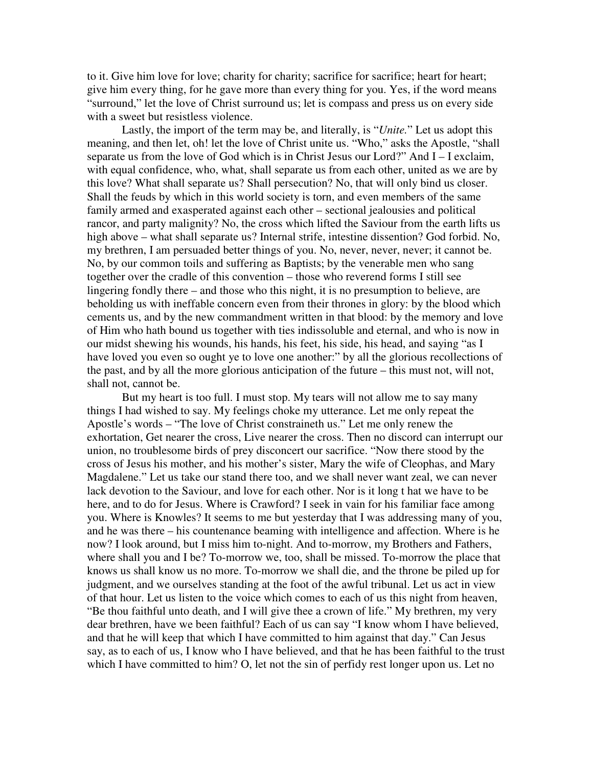to it. Give him love for love; charity for charity; sacrifice for sacrifice; heart for heart; give him every thing, for he gave more than every thing for you. Yes, if the word means "surround," let the love of Christ surround us; let is compass and press us on every side with a sweet but resistless violence.

Lastly, the import of the term may be, and literally, is "*Unite.*" Let us adopt this meaning, and then let, oh! let the love of Christ unite us. "Who," asks the Apostle, "shall separate us from the love of God which is in Christ Jesus our Lord?" And I – I exclaim, with equal confidence, who, what, shall separate us from each other, united as we are by this love? What shall separate us? Shall persecution? No, that will only bind us closer. Shall the feuds by which in this world society is torn, and even members of the same family armed and exasperated against each other – sectional jealousies and political rancor, and party malignity? No, the cross which lifted the Saviour from the earth lifts us high above – what shall separate us? Internal strife, intestine dissention? God forbid. No, my brethren, I am persuaded better things of you. No, never, never, never; it cannot be. No, by our common toils and suffering as Baptists; by the venerable men who sang together over the cradle of this convention – those who reverend forms I still see lingering fondly there – and those who this night, it is no presumption to believe, are beholding us with ineffable concern even from their thrones in glory: by the blood which cements us, and by the new commandment written in that blood: by the memory and love of Him who hath bound us together with ties indissoluble and eternal, and who is now in our midst shewing his wounds, his hands, his feet, his side, his head, and saying "as I have loved you even so ought ye to love one another:" by all the glorious recollections of the past, and by all the more glorious anticipation of the future – this must not, will not, shall not, cannot be.

But my heart is too full. I must stop. My tears will not allow me to say many things I had wished to say. My feelings choke my utterance. Let me only repeat the Apostle's words – "The love of Christ constraineth us." Let me only renew the exhortation, Get nearer the cross, Live nearer the cross. Then no discord can interrupt our union, no troublesome birds of prey disconcert our sacrifice. "Now there stood by the cross of Jesus his mother, and his mother's sister, Mary the wife of Cleophas, and Mary Magdalene." Let us take our stand there too, and we shall never want zeal, we can never lack devotion to the Saviour, and love for each other. Nor is it long t hat we have to be here, and to do for Jesus. Where is Crawford? I seek in vain for his familiar face among you. Where is Knowles? It seems to me but yesterday that I was addressing many of you, and he was there – his countenance beaming with intelligence and affection. Where is he now? I look around, but I miss him to-night. And to-morrow, my Brothers and Fathers, where shall you and I be? To-morrow we, too, shall be missed. To-morrow the place that knows us shall know us no more. To-morrow we shall die, and the throne be piled up for judgment, and we ourselves standing at the foot of the awful tribunal. Let us act in view of that hour. Let us listen to the voice which comes to each of us this night from heaven, "Be thou faithful unto death, and I will give thee a crown of life." My brethren, my very dear brethren, have we been faithful? Each of us can say "I know whom I have believed, and that he will keep that which I have committed to him against that day." Can Jesus say, as to each of us, I know who I have believed, and that he has been faithful to the trust which I have committed to him? O, let not the sin of perfidy rest longer upon us. Let no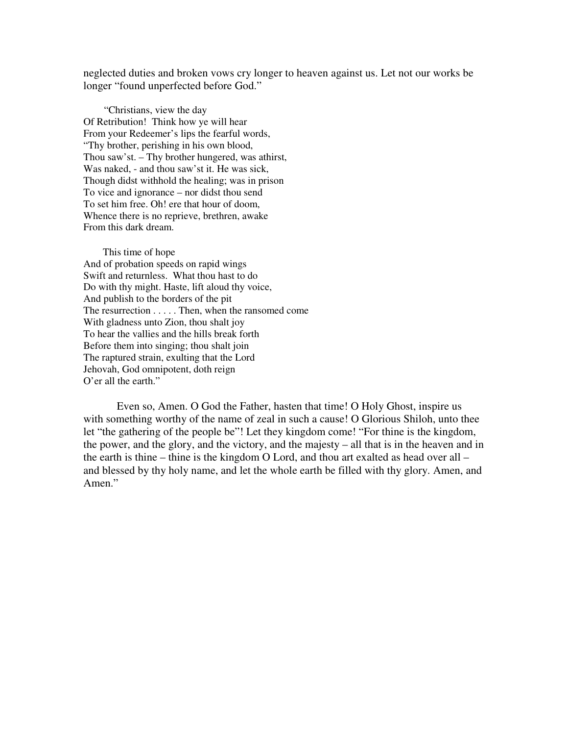neglected duties and broken vows cry longer to heaven against us. Let not our works be longer "found unperfected before God."

"Christians, view the day  
Of Retribution! Think how ye will hear  
From your Redeemer's lips the fearful words,  
"Thy brother, perishing in his own blood,  
Thou saw'st. – Thy brother hungered, was athirst,  
Was naked, - and thou saw'st it. He was sick,  
Though didst withhold the healing; was in prison  
To vice and ignorance – nor didst thou send  
To set him free. Oh! ere that hour of doom,  
Whence there is no reprieve, brethren, awake  
From this dark dream.

This time of hope  
And of probation speeds on rapid wings  
Swift and returnless. What thou hast to do  
Do with thy might. Haste, lift aloud thy voice,  
And publish to the borders of the pit  
The resurrection . . . . . Then, when the ransomed come  
With gladness unto Zion, thou shalt joy  
To hear the vallies and the hills break forth  
Before them into singing; thou shalt join  
The raptured strain, exulting that the Lord  
Jehovah, God omnipotent, doth reign  
O'er all the earth."

Even so, Amen. O God the Father, hasten that time! O Holy Ghost, inspire us with something worthy of the name of zeal in such a cause! O Glorious Shiloh, unto thee let "the gathering of the people be"! Let they kingdom come! "For thine is the kingdom, the power, and the glory, and the victory, and the majesty – all that is in the heaven and in the earth is thine – thine is the kingdom O Lord, and thou art exalted as head over all – and blessed by thy holy name, and let the whole earth be filled with thy glory. Amen, and Amen."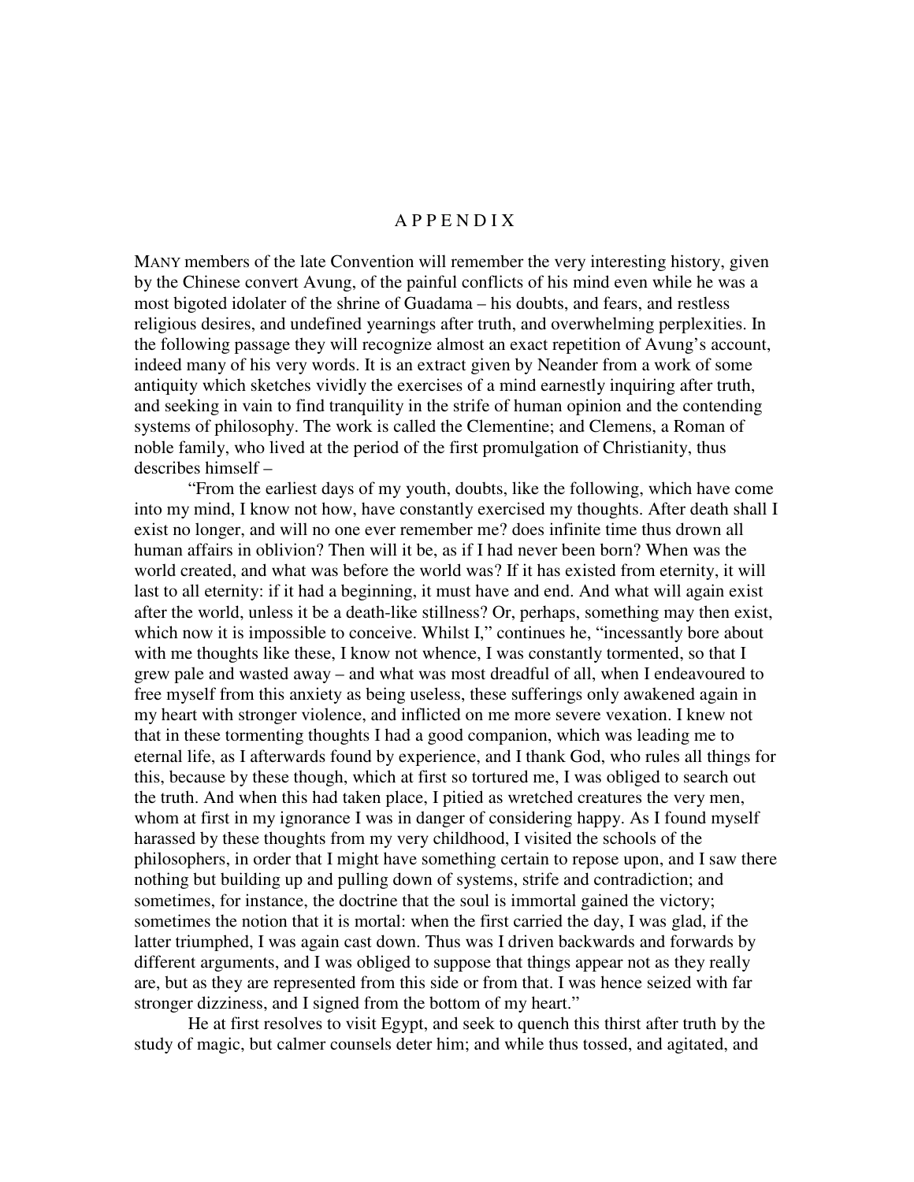# APPENDIX

MANY members of the late Convention will remember the very interesting history, given by the Chinese convert Avung, of the painful conflicts of his mind even while he was a most bigoted idolater of the shrine of Guadama – his doubts, and fears, and restless religious desires, and undefined yearnings after truth, and overwhelming perplexities. In the following passage they will recognize almost an exact repetition of Avung's account, indeed many of his very words. It is an extract given by Neander from a work of some antiquity which sketches vividly the exercises of a mind earnestly inquiring after truth, and seeking in vain to find tranquility in the strife of human opinion and the contending systems of philosophy. The work is called the Clementine; and Clemens, a Roman of noble family, who lived at the period of the first promulgation of Christianity, thus describes himself –

"From the earliest days of my youth, doubts, like the following, which have come into my mind, I know not how, have constantly exercised my thoughts. After death shall I exist no longer, and will no one ever remember me? does infinite time thus drown all human affairs in oblivion? Then will it be, as if I had never been born? When was the world created, and what was before the world was? If it has existed from eternity, it will last to all eternity: if it had a beginning, it must have and end. And what will again exist after the world, unless it be a death-like stillness? Or, perhaps, something may then exist, which now it is impossible to conceive. Whilst I," continues he, "incessantly bore about with me thoughts like these, I know not whence, I was constantly tormented, so that I grew pale and wasted away – and what was most dreadful of all, when I endeavoured to free myself from this anxiety as being useless, these sufferings only awakened again in my heart with stronger violence, and inflicted on me more severe vexation. I knew not that in these tormenting thoughts I had a good companion, which was leading me to eternal life, as I afterwards found by experience, and I thank God, who rules all things for this, because by these though, which at first so tortured me, I was obliged to search out the truth. And when this had taken place, I pitied as wretched creatures the very men, whom at first in my ignorance I was in danger of considering happy. As I found myself harassed by these thoughts from my very childhood, I visited the schools of the philosophers, in order that I might have something certain to repose upon, and I saw there nothing but building up and pulling down of systems, strife and contradiction; and sometimes, for instance, the doctrine that the soul is immortal gained the victory; sometimes the notion that it is mortal: when the first carried the day, I was glad, if the latter triumphed, I was again cast down. Thus was I driven backwards and forwards by different arguments, and I was obliged to suppose that things appear not as they really are, but as they are represented from this side or from that. I was hence seized with far stronger dizziness, and I signed from the bottom of my heart."

He at first resolves to visit Egypt, and seek to quench this thirst after truth by the study of magic, but calmer counsels deter him; and while thus tossed, and agitated, and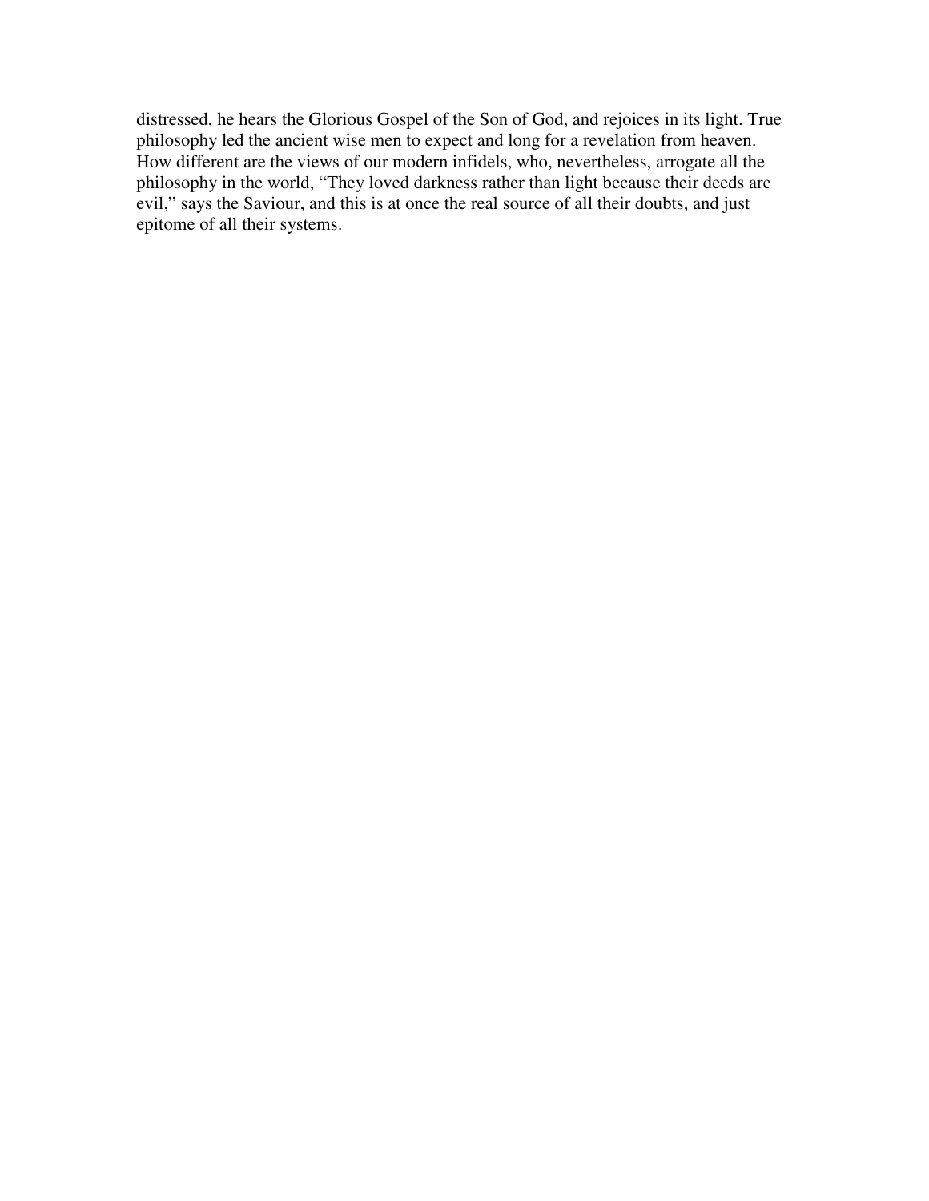distressed, he hears the Glorious Gospel of the Son of God, and rejoices in its light. True philosophy led the ancient wise men to expect and long for a revelation from heaven. How different are the views of our modern infidels, who, nevertheless, arrogate all the philosophy in the world, "They loved darkness rather than light because their deeds are evil," says the Saviour, and this is at once the real source of all their doubts, and just epitome of all their systems.